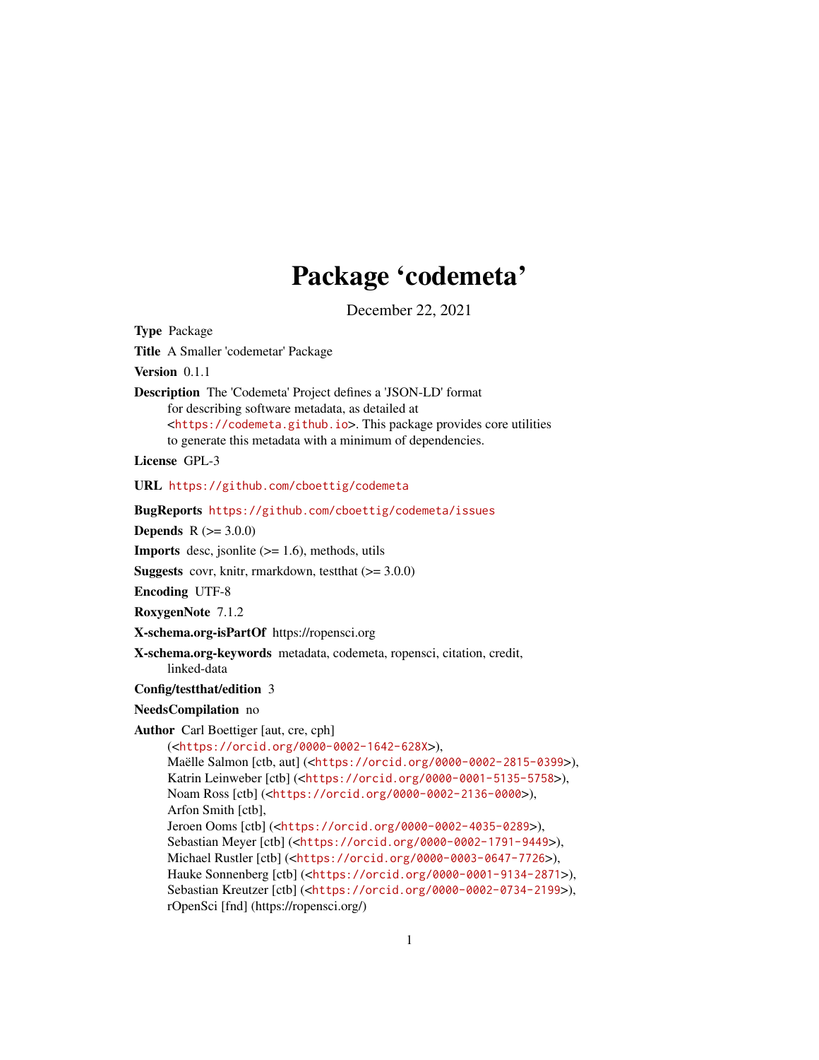# Package 'codemeta'

December 22, 2021

**Type** Package

**Title** A Smaller 'codemetar' Package

**Version** 0.1.1

**Description** The 'Codemeta' Project defines a 'JSON-LD' format
for describing software metadata, as detailed at
<https://codemeta.github.io>. This package provides core utilities
to generate this metadata with a minimum of dependencies.

**License** GPL-3

**URL** https://github.com/cboettig/codemeta

**BugReports** https://github.com/cboettig/codemeta/issues

**Depends** R (>= 3.0.0)

**Imports** desc, jsonlite (>= 1.6), methods, utils

**Suggests** covr, knitr, rmarkdown, testthat (>= 3.0.0)

**Encoding** UTF-8

**RoxygenNote** 7.1.2

**X-schema.org-isPartOf** https://ropensci.org

**X-schema.org-keywords** metadata, codemeta, ropensci, citation, credit,
linked-data

**Config/testthat/edition** 3

**NeedsCompilation** no

**Author** Carl Boettiger [aut, cre, cph]
(<https://orcid.org/0000-0002-1642-628X>),
Maëlle Salmon [ctb, aut] (<https://orcid.org/0000-0002-2815-0399>),
Katrin Leinweber [ctb] (<https://orcid.org/0000-0001-5135-5758>),
Noam Ross [ctb] (<https://orcid.org/0000-0002-2136-0000>),
Arfon Smith [ctb],
Jeroen Ooms [ctb] (<https://orcid.org/0000-0002-4035-0289>),
Sebastian Meyer [ctb] (<https://orcid.org/0000-0002-1791-9449>),
Michael Rustler [ctb] (<https://orcid.org/0000-0003-0647-7726>),
Hauke Sonnenberg [ctb] (<https://orcid.org/0000-0001-9134-2871>),
Sebastian Kreutzer [ctb] (<https://orcid.org/0000-0002-0734-2199>),
rOpenSci [fnd] (https://ropensci.org/)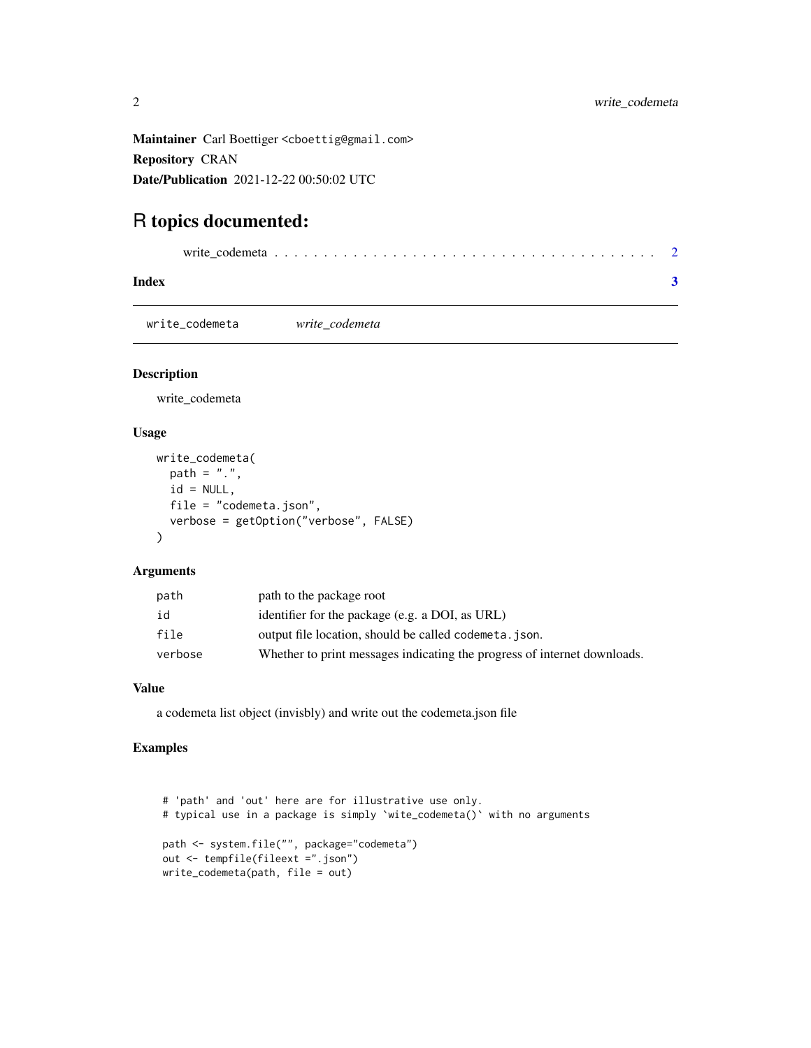**Maintainer** Carl Boettiger <cboettig@gmail.com>

**Repository** CRAN

**Date/Publication** 2021-12-22 00:50:02 UTC

# R topics documented:

write_codemeta . . . . . . . . . . . . . . . . . . . . . . . . . . . . . . . . . . . . . 2

**Index** **3**

---

write_codemeta *write_codemeta*

---

### Description

write_codemeta

### Usage

```
write_codemeta(
  path = ".",
  id = NULL,
  file = "codemeta.json",
  verbose = getOption("verbose", FALSE)
)
```

### Arguments

| | |
|---|---|
| path | path to the package root |
| id | identifier for the package (e.g. a DOI, as URL) |
| file | output file location, should be called codemeta.json. |
| verbose | Whether to print messages indicating the progress of internet downloads. |

### Value

a codemeta list object (invisbly) and write out the codemeta.json file

### Examples

```
# 'path' and 'out' here are for illustrative use only.
# typical use in a package is simply `wite_codemeta()` with no arguments

path <- system.file("", package="codemeta")
out <- tempfile(fileext =".json")
write_codemeta(path, file = out)
```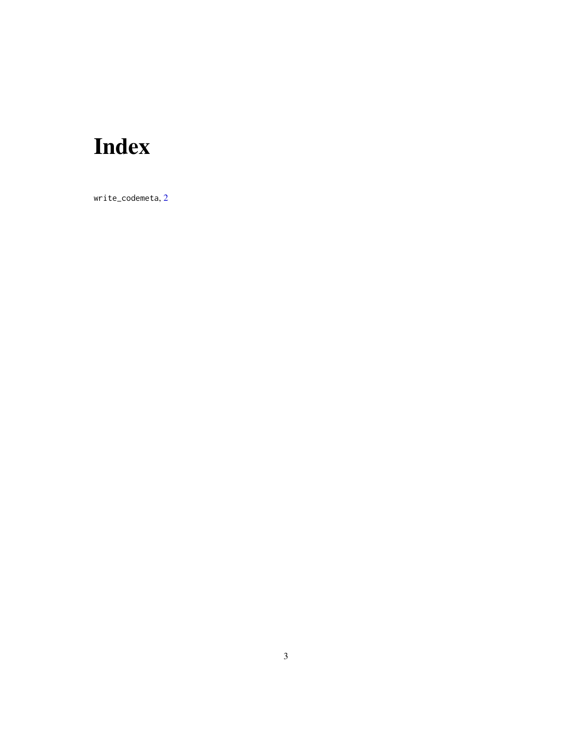# Index

write_codemeta, 2